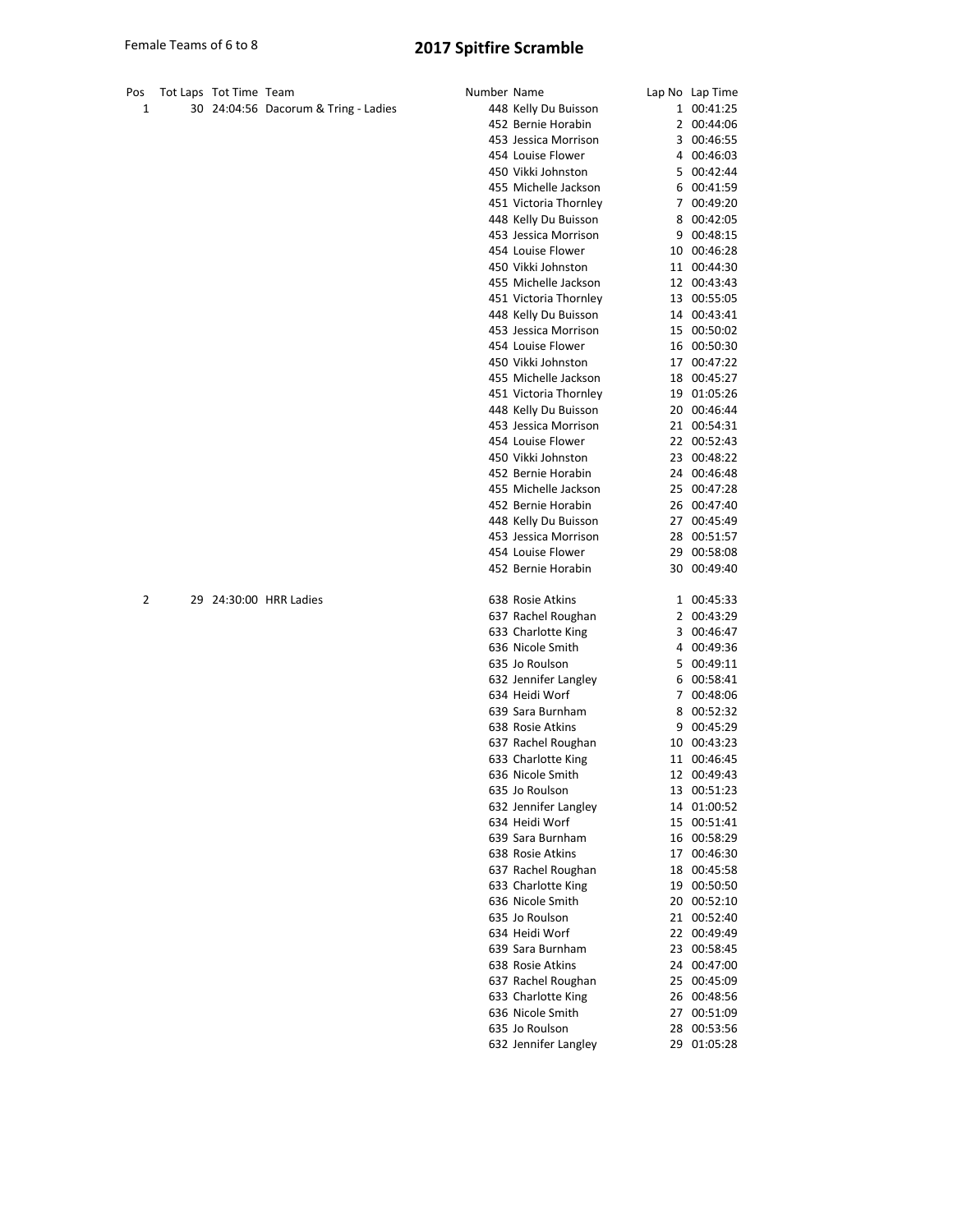Female Teams of 6 to 8

# 2017 Spitfire Scramble

| Pos | Tot Laps | Tot Time | Team | Number | Name | Lap No | Lap Time |
|---|---|---|---|---|---|---|---|
| 1 | 30 | 24:04:56 | Dacorum & Tring - Ladies | 448 | Kelly Du Buisson | 1 | 00:41:25 |
| | | | | 452 | Bernie Horabin | 2 | 00:44:06 |
| | | | | 453 | Jessica Morrison | 3 | 00:46:55 |
| | | | | 454 | Louise Flower | 4 | 00:46:03 |
| | | | | 450 | Vikki Johnston | 5 | 00:42:44 |
| | | | | 455 | Michelle Jackson | 6 | 00:41:59 |
| | | | | 451 | Victoria Thornley | 7 | 00:49:20 |
| | | | | 448 | Kelly Du Buisson | 8 | 00:42:05 |
| | | | | 453 | Jessica Morrison | 9 | 00:48:15 |
| | | | | 454 | Louise Flower | 10 | 00:46:28 |
| | | | | 450 | Vikki Johnston | 11 | 00:44:30 |
| | | | | 455 | Michelle Jackson | 12 | 00:43:43 |
| | | | | 451 | Victoria Thornley | 13 | 00:55:05 |
| | | | | 448 | Kelly Du Buisson | 14 | 00:43:41 |
| | | | | 453 | Jessica Morrison | 15 | 00:50:02 |
| | | | | 454 | Louise Flower | 16 | 00:50:30 |
| | | | | 450 | Vikki Johnston | 17 | 00:47:22 |
| | | | | 455 | Michelle Jackson | 18 | 00:45:27 |
| | | | | 451 | Victoria Thornley | 19 | 01:05:26 |
| | | | | 448 | Kelly Du Buisson | 20 | 00:46:44 |
| | | | | 453 | Jessica Morrison | 21 | 00:54:31 |
| | | | | 454 | Louise Flower | 22 | 00:52:43 |
| | | | | 450 | Vikki Johnston | 23 | 00:48:22 |
| | | | | 452 | Bernie Horabin | 24 | 00:46:48 |
| | | | | 455 | Michelle Jackson | 25 | 00:47:28 |
| | | | | 452 | Bernie Horabin | 26 | 00:47:40 |
| | | | | 448 | Kelly Du Buisson | 27 | 00:45:49 |
| | | | | 453 | Jessica Morrison | 28 | 00:51:57 |
| | | | | 454 | Louise Flower | 29 | 00:58:08 |
| | | | | 452 | Bernie Horabin | 30 | 00:49:40 |
| 2 | 29 | 24:30:00 | HRR Ladies | 638 | Rosie Atkins | 1 | 00:45:33 |
| | | | | 637 | Rachel Roughan | 2 | 00:43:29 |
| | | | | 633 | Charlotte King | 3 | 00:46:47 |
| | | | | 636 | Nicole Smith | 4 | 00:49:36 |
| | | | | 635 | Jo Roulson | 5 | 00:49:11 |
| | | | | 632 | Jennifer Langley | 6 | 00:58:41 |
| | | | | 634 | Heidi Worf | 7 | 00:48:06 |
| | | | | 639 | Sara Burnham | 8 | 00:52:32 |
| | | | | 638 | Rosie Atkins | 9 | 00:45:29 |
| | | | | 637 | Rachel Roughan | 10 | 00:43:23 |
| | | | | 633 | Charlotte King | 11 | 00:46:45 |
| | | | | 636 | Nicole Smith | 12 | 00:49:43 |
| | | | | 635 | Jo Roulson | 13 | 00:51:23 |
| | | | | 632 | Jennifer Langley | 14 | 01:00:52 |
| | | | | 634 | Heidi Worf | 15 | 00:51:41 |
| | | | | 639 | Sara Burnham | 16 | 00:58:29 |
| | | | | 638 | Rosie Atkins | 17 | 00:46:30 |
| | | | | 637 | Rachel Roughan | 18 | 00:45:58 |
| | | | | 633 | Charlotte King | 19 | 00:50:50 |
| | | | | 636 | Nicole Smith | 20 | 00:52:10 |
| | | | | 635 | Jo Roulson | 21 | 00:52:40 |
| | | | | 634 | Heidi Worf | 22 | 00:49:49 |
| | | | | 639 | Sara Burnham | 23 | 00:58:45 |
| | | | | 638 | Rosie Atkins | 24 | 00:47:00 |
| | | | | 637 | Rachel Roughan | 25 | 00:45:09 |
| | | | | 633 | Charlotte King | 26 | 00:48:56 |
| | | | | 636 | Nicole Smith | 27 | 00:51:09 |
| | | | | 635 | Jo Roulson | 28 | 00:53:56 |
| | | | | 632 | Jennifer Langley | 29 | 01:05:28 |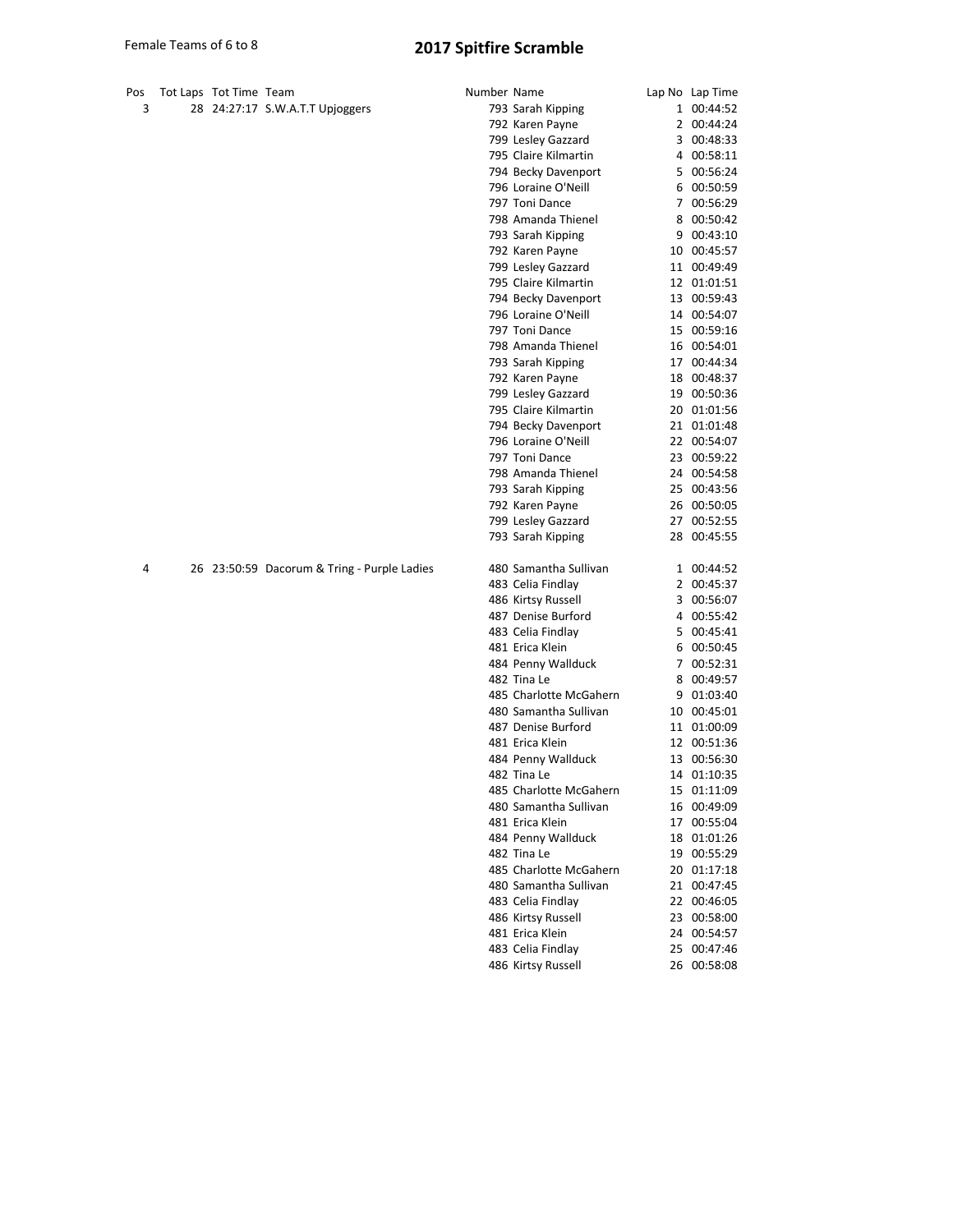Female Teams of 6 to 8

# 2017 Spitfire Scramble

| Pos | Tot Laps | Tot Time | Team | Number | Name | Lap No | Lap Time |
|---|---|---|---|---|---|---|---|
| 3 | 28 | 24:27:17 | S.W.A.T.T Upjoggers | 793 | Sarah Kipping | 1 | 00:44:52 |
| | | | | 792 | Karen Payne | 2 | 00:44:24 |
| | | | | 799 | Lesley Gazzard | 3 | 00:48:33 |
| | | | | 795 | Claire Kilmartin | 4 | 00:58:11 |
| | | | | 794 | Becky Davenport | 5 | 00:56:24 |
| | | | | 796 | Loraine O'Neill | 6 | 00:50:59 |
| | | | | 797 | Toni Dance | 7 | 00:56:29 |
| | | | | 798 | Amanda Thienel | 8 | 00:50:42 |
| | | | | 793 | Sarah Kipping | 9 | 00:43:10 |
| | | | | 792 | Karen Payne | 10 | 00:45:57 |
| | | | | 799 | Lesley Gazzard | 11 | 00:49:49 |
| | | | | 795 | Claire Kilmartin | 12 | 01:01:51 |
| | | | | 794 | Becky Davenport | 13 | 00:59:43 |
| | | | | 796 | Loraine O'Neill | 14 | 00:54:07 |
| | | | | 797 | Toni Dance | 15 | 00:59:16 |
| | | | | 798 | Amanda Thienel | 16 | 00:54:01 |
| | | | | 793 | Sarah Kipping | 17 | 00:44:34 |
| | | | | 792 | Karen Payne | 18 | 00:48:37 |
| | | | | 799 | Lesley Gazzard | 19 | 00:50:36 |
| | | | | 795 | Claire Kilmartin | 20 | 01:01:56 |
| | | | | 794 | Becky Davenport | 21 | 01:01:48 |
| | | | | 796 | Loraine O'Neill | 22 | 00:54:07 |
| | | | | 797 | Toni Dance | 23 | 00:59:22 |
| | | | | 798 | Amanda Thienel | 24 | 00:54:58 |
| | | | | 793 | Sarah Kipping | 25 | 00:43:56 |
| | | | | 792 | Karen Payne | 26 | 00:50:05 |
| | | | | 799 | Lesley Gazzard | 27 | 00:52:55 |
| | | | | 793 | Sarah Kipping | 28 | 00:45:55 |
| 4 | 26 | 23:50:59 | Dacorum & Tring - Purple Ladies | 480 | Samantha Sullivan | 1 | 00:44:52 |
| | | | | 483 | Celia Findlay | 2 | 00:45:37 |
| | | | | 486 | Kirtsy Russell | 3 | 00:56:07 |
| | | | | 487 | Denise Burford | 4 | 00:55:42 |
| | | | | 483 | Celia Findlay | 5 | 00:45:41 |
| | | | | 481 | Erica Klein | 6 | 00:50:45 |
| | | | | 484 | Penny Wallduck | 7 | 00:52:31 |
| | | | | 482 | Tina Le | 8 | 00:49:57 |
| | | | | 485 | Charlotte McGahern | 9 | 01:03:40 |
| | | | | 480 | Samantha Sullivan | 10 | 00:45:01 |
| | | | | 487 | Denise Burford | 11 | 01:00:09 |
| | | | | 481 | Erica Klein | 12 | 00:51:36 |
| | | | | 484 | Penny Wallduck | 13 | 00:56:30 |
| | | | | 482 | Tina Le | 14 | 01:10:35 |
| | | | | 485 | Charlotte McGahern | 15 | 01:11:09 |
| | | | | 480 | Samantha Sullivan | 16 | 00:49:09 |
| | | | | 481 | Erica Klein | 17 | 00:55:04 |
| | | | | 484 | Penny Wallduck | 18 | 01:01:26 |
| | | | | 482 | Tina Le | 19 | 00:55:29 |
| | | | | 485 | Charlotte McGahern | 20 | 01:17:18 |
| | | | | 480 | Samantha Sullivan | 21 | 00:47:45 |
| | | | | 483 | Celia Findlay | 22 | 00:46:05 |
| | | | | 486 | Kirtsy Russell | 23 | 00:58:00 |
| | | | | 481 | Erica Klein | 24 | 00:54:57 |
| | | | | 483 | Celia Findlay | 25 | 00:47:46 |
| | | | | 486 | Kirtsy Russell | 26 | 00:58:08 |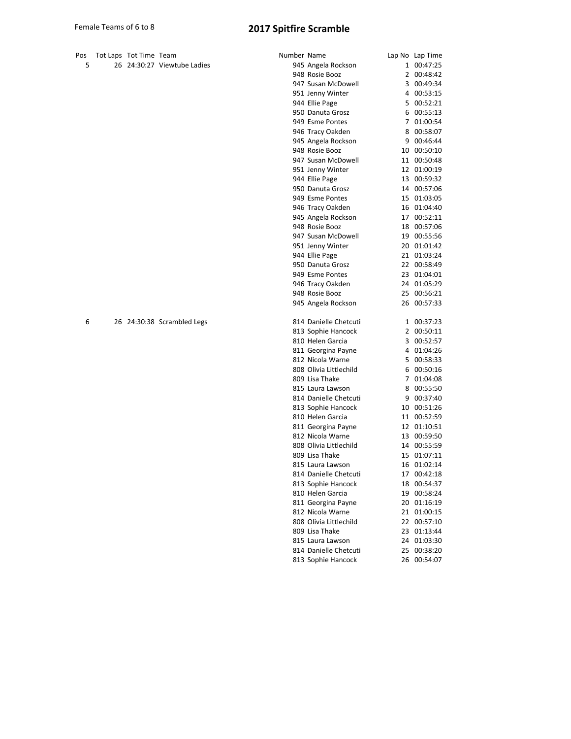Female Teams of 6 to 8

# 2017 Spitfire Scramble

| Pos | Tot Laps | Tot Time | Team | Number | Name | Lap No | Lap Time |
|---|---|---|---|---|---|---|---|
| 5 | 26 | 24:30:27 | Viewtube Ladies | 945 | Angela Rockson | 1 | 00:47:25 |
| | | | | 948 | Rosie Booz | 2 | 00:48:42 |
| | | | | 947 | Susan McDowell | 3 | 00:49:34 |
| | | | | 951 | Jenny Winter | 4 | 00:53:15 |
| | | | | 944 | Ellie Page | 5 | 00:52:21 |
| | | | | 950 | Danuta Grosz | 6 | 00:55:13 |
| | | | | 949 | Esme Pontes | 7 | 01:00:54 |
| | | | | 946 | Tracy Oakden | 8 | 00:58:07 |
| | | | | 945 | Angela Rockson | 9 | 00:46:44 |
| | | | | 948 | Rosie Booz | 10 | 00:50:10 |
| | | | | 947 | Susan McDowell | 11 | 00:50:48 |
| | | | | 951 | Jenny Winter | 12 | 01:00:19 |
| | | | | 944 | Ellie Page | 13 | 00:59:32 |
| | | | | 950 | Danuta Grosz | 14 | 00:57:06 |
| | | | | 949 | Esme Pontes | 15 | 01:03:05 |
| | | | | 946 | Tracy Oakden | 16 | 01:04:40 |
| | | | | 945 | Angela Rockson | 17 | 00:52:11 |
| | | | | 948 | Rosie Booz | 18 | 00:57:06 |
| | | | | 947 | Susan McDowell | 19 | 00:55:56 |
| | | | | 951 | Jenny Winter | 20 | 01:01:42 |
| | | | | 944 | Ellie Page | 21 | 01:03:24 |
| | | | | 950 | Danuta Grosz | 22 | 00:58:49 |
| | | | | 949 | Esme Pontes | 23 | 01:04:01 |
| | | | | 946 | Tracy Oakden | 24 | 01:05:29 |
| | | | | 948 | Rosie Booz | 25 | 00:56:21 |
| | | | | 945 | Angela Rockson | 26 | 00:57:33 |
| 6 | 26 | 24:30:38 | Scrambled Legs | 814 | Danielle Chetcuti | 1 | 00:37:23 |
| | | | | 813 | Sophie Hancock | 2 | 00:50:11 |
| | | | | 810 | Helen Garcia | 3 | 00:52:57 |
| | | | | 811 | Georgina Payne | 4 | 01:04:26 |
| | | | | 812 | Nicola Warne | 5 | 00:58:33 |
| | | | | 808 | Olivia Littlechild | 6 | 00:50:16 |
| | | | | 809 | Lisa Thake | 7 | 01:04:08 |
| | | | | 815 | Laura Lawson | 8 | 00:55:50 |
| | | | | 814 | Danielle Chetcuti | 9 | 00:37:40 |
| | | | | 813 | Sophie Hancock | 10 | 00:51:26 |
| | | | | 810 | Helen Garcia | 11 | 00:52:59 |
| | | | | 811 | Georgina Payne | 12 | 01:10:51 |
| | | | | 812 | Nicola Warne | 13 | 00:59:50 |
| | | | | 808 | Olivia Littlechild | 14 | 00:55:59 |
| | | | | 809 | Lisa Thake | 15 | 01:07:11 |
| | | | | 815 | Laura Lawson | 16 | 01:02:14 |
| | | | | 814 | Danielle Chetcuti | 17 | 00:42:18 |
| | | | | 813 | Sophie Hancock | 18 | 00:54:37 |
| | | | | 810 | Helen Garcia | 19 | 00:58:24 |
| | | | | 811 | Georgina Payne | 20 | 01:16:19 |
| | | | | 812 | Nicola Warne | 21 | 01:00:15 |
| | | | | 808 | Olivia Littlechild | 22 | 00:57:10 |
| | | | | 809 | Lisa Thake | 23 | 01:13:44 |
| | | | | 815 | Laura Lawson | 24 | 01:03:30 |
| | | | | 814 | Danielle Chetcuti | 25 | 00:38:20 |
| | | | | 813 | Sophie Hancock | 26 | 00:54:07 |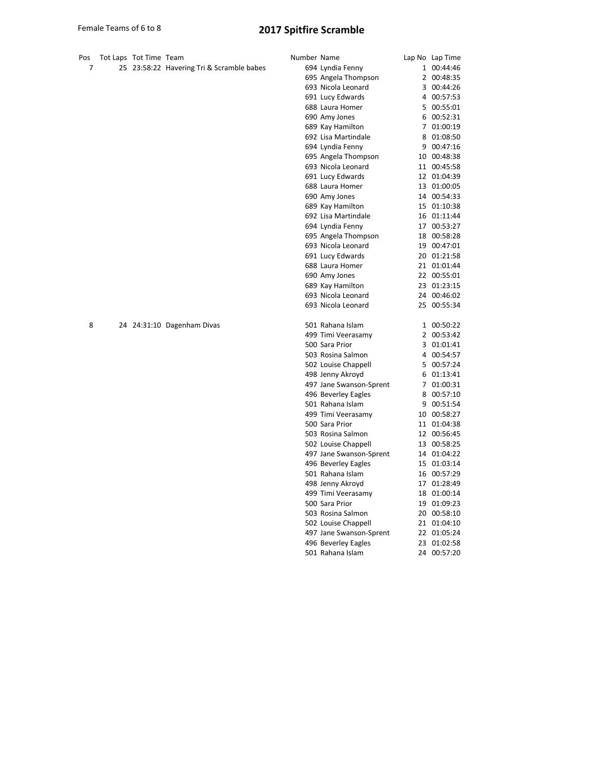Female Teams of 6 to 8

# 2017 Spitfire Scramble

| Pos | Tot Laps | Tot Time | Team | Number | Name | Lap No | Lap Time |
|---|---|---|---|---|---|---|---|
| 7 | 25 | 23:58:22 | Havering Tri & Scramble babes | 694 | Lyndia Fenny | 1 | 00:44:46 |
| | | | | 695 | Angela Thompson | 2 | 00:48:35 |
| | | | | 693 | Nicola Leonard | 3 | 00:44:26 |
| | | | | 691 | Lucy Edwards | 4 | 00:57:53 |
| | | | | 688 | Laura Homer | 5 | 00:55:01 |
| | | | | 690 | Amy Jones | 6 | 00:52:31 |
| | | | | 689 | Kay Hamilton | 7 | 01:00:19 |
| | | | | 692 | Lisa Martindale | 8 | 01:08:50 |
| | | | | 694 | Lyndia Fenny | 9 | 00:47:16 |
| | | | | 695 | Angela Thompson | 10 | 00:48:38 |
| | | | | 693 | Nicola Leonard | 11 | 00:45:58 |
| | | | | 691 | Lucy Edwards | 12 | 01:04:39 |
| | | | | 688 | Laura Homer | 13 | 01:00:05 |
| | | | | 690 | Amy Jones | 14 | 00:54:33 |
| | | | | 689 | Kay Hamilton | 15 | 01:10:38 |
| | | | | 692 | Lisa Martindale | 16 | 01:11:44 |
| | | | | 694 | Lyndia Fenny | 17 | 00:53:27 |
| | | | | 695 | Angela Thompson | 18 | 00:58:28 |
| | | | | 693 | Nicola Leonard | 19 | 00:47:01 |
| | | | | 691 | Lucy Edwards | 20 | 01:21:58 |
| | | | | 688 | Laura Homer | 21 | 01:01:44 |
| | | | | 690 | Amy Jones | 22 | 00:55:01 |
| | | | | 689 | Kay Hamilton | 23 | 01:23:15 |
| | | | | 693 | Nicola Leonard | 24 | 00:46:02 |
| | | | | 693 | Nicola Leonard | 25 | 00:55:34 |
| 8 | 24 | 24:31:10 | Dagenham Divas | 501 | Rahana Islam | 1 | 00:50:22 |
| | | | | 499 | Timi Veerasamy | 2 | 00:53:42 |
| | | | | 500 | Sara Prior | 3 | 01:01:41 |
| | | | | 503 | Rosina Salmon | 4 | 00:54:57 |
| | | | | 502 | Louise Chappell | 5 | 00:57:24 |
| | | | | 498 | Jenny Akroyd | 6 | 01:13:41 |
| | | | | 497 | Jane Swanson-Sprent | 7 | 01:00:31 |
| | | | | 496 | Beverley Eagles | 8 | 00:57:10 |
| | | | | 501 | Rahana Islam | 9 | 00:51:54 |
| | | | | 499 | Timi Veerasamy | 10 | 00:58:27 |
| | | | | 500 | Sara Prior | 11 | 01:04:38 |
| | | | | 503 | Rosina Salmon | 12 | 00:56:45 |
| | | | | 502 | Louise Chappell | 13 | 00:58:25 |
| | | | | 497 | Jane Swanson-Sprent | 14 | 01:04:22 |
| | | | | 496 | Beverley Eagles | 15 | 01:03:14 |
| | | | | 501 | Rahana Islam | 16 | 00:57:29 |
| | | | | 498 | Jenny Akroyd | 17 | 01:28:49 |
| | | | | 499 | Timi Veerasamy | 18 | 01:00:14 |
| | | | | 500 | Sara Prior | 19 | 01:09:23 |
| | | | | 503 | Rosina Salmon | 20 | 00:58:10 |
| | | | | 502 | Louise Chappell | 21 | 01:04:10 |
| | | | | 497 | Jane Swanson-Sprent | 22 | 01:05:24 |
| | | | | 496 | Beverley Eagles | 23 | 01:02:58 |
| | | | | 501 | Rahana Islam | 24 | 00:57:20 |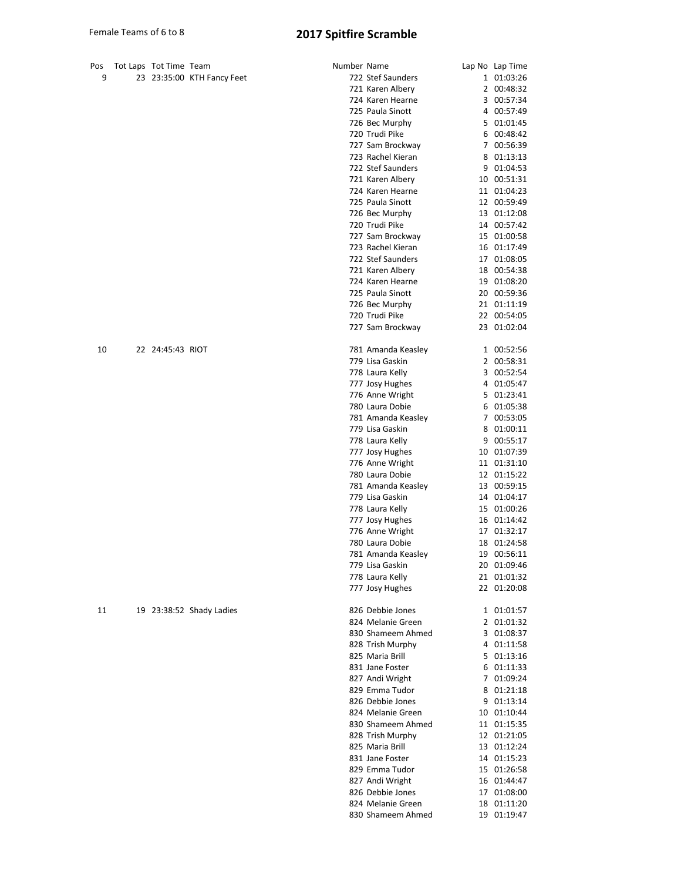Female Teams of 6 to 8

# 2017 Spitfire Scramble

| Pos | Tot Laps | Tot Time | Team | Number | Name | Lap No | Lap Time |
|---|---|---|---|---|---|---|---|
| 9 | 23 | 23:35:00 | KTH Fancy Feet | 722 | Stef Saunders | 1 | 01:03:26 |
| | | | | 721 | Karen Albery | 2 | 00:48:32 |
| | | | | 724 | Karen Hearne | 3 | 00:57:34 |
| | | | | 725 | Paula Sinott | 4 | 00:57:49 |
| | | | | 726 | Bec Murphy | 5 | 01:01:45 |
| | | | | 720 | Trudi Pike | 6 | 00:48:42 |
| | | | | 727 | Sam Brockway | 7 | 00:56:39 |
| | | | | 723 | Rachel Kieran | 8 | 01:13:13 |
| | | | | 722 | Stef Saunders | 9 | 01:04:53 |
| | | | | 721 | Karen Albery | 10 | 00:51:31 |
| | | | | 724 | Karen Hearne | 11 | 01:04:23 |
| | | | | 725 | Paula Sinott | 12 | 00:59:49 |
| | | | | 726 | Bec Murphy | 13 | 01:12:08 |
| | | | | 720 | Trudi Pike | 14 | 00:57:42 |
| | | | | 727 | Sam Brockway | 15 | 01:00:58 |
| | | | | 723 | Rachel Kieran | 16 | 01:17:49 |
| | | | | 722 | Stef Saunders | 17 | 01:08:05 |
| | | | | 721 | Karen Albery | 18 | 00:54:38 |
| | | | | 724 | Karen Hearne | 19 | 01:08:20 |
| | | | | 725 | Paula Sinott | 20 | 00:59:36 |
| | | | | 726 | Bec Murphy | 21 | 01:11:19 |
| | | | | 720 | Trudi Pike | 22 | 00:54:05 |
| | | | | 727 | Sam Brockway | 23 | 01:02:04 |
| 10 | 22 | 24:45:43 | RIOT | 781 | Amanda Keasley | 1 | 00:52:56 |
| | | | | 779 | Lisa Gaskin | 2 | 00:58:31 |
| | | | | 778 | Laura Kelly | 3 | 00:52:54 |
| | | | | 777 | Josy Hughes | 4 | 01:05:47 |
| | | | | 776 | Anne Wright | 5 | 01:23:41 |
| | | | | 780 | Laura Dobie | 6 | 01:05:38 |
| | | | | 781 | Amanda Keasley | 7 | 00:53:05 |
| | | | | 779 | Lisa Gaskin | 8 | 01:00:11 |
| | | | | 778 | Laura Kelly | 9 | 00:55:17 |
| | | | | 777 | Josy Hughes | 10 | 01:07:39 |
| | | | | 776 | Anne Wright | 11 | 01:31:10 |
| | | | | 780 | Laura Dobie | 12 | 01:15:22 |
| | | | | 781 | Amanda Keasley | 13 | 00:59:15 |
| | | | | 779 | Lisa Gaskin | 14 | 01:04:17 |
| | | | | 778 | Laura Kelly | 15 | 01:00:26 |
| | | | | 777 | Josy Hughes | 16 | 01:14:42 |
| | | | | 776 | Anne Wright | 17 | 01:32:17 |
| | | | | 780 | Laura Dobie | 18 | 01:24:58 |
| | | | | 781 | Amanda Keasley | 19 | 00:56:11 |
| | | | | 779 | Lisa Gaskin | 20 | 01:09:46 |
| | | | | 778 | Laura Kelly | 21 | 01:01:32 |
| | | | | 777 | Josy Hughes | 22 | 01:20:08 |
| 11 | 19 | 23:38:52 | Shady Ladies | 826 | Debbie Jones | 1 | 01:01:57 |
| | | | | 824 | Melanie Green | 2 | 01:01:32 |
| | | | | 830 | Shameem Ahmed | 3 | 01:08:37 |
| | | | | 828 | Trish Murphy | 4 | 01:11:58 |
| | | | | 825 | Maria Brill | 5 | 01:13:16 |
| | | | | 831 | Jane Foster | 6 | 01:11:33 |
| | | | | 827 | Andi Wright | 7 | 01:09:24 |
| | | | | 829 | Emma Tudor | 8 | 01:21:18 |
| | | | | 826 | Debbie Jones | 9 | 01:13:14 |
| | | | | 824 | Melanie Green | 10 | 01:10:44 |
| | | | | 830 | Shameem Ahmed | 11 | 01:15:35 |
| | | | | 828 | Trish Murphy | 12 | 01:21:05 |
| | | | | 825 | Maria Brill | 13 | 01:12:24 |
| | | | | 831 | Jane Foster | 14 | 01:15:23 |
| | | | | 829 | Emma Tudor | 15 | 01:26:58 |
| | | | | 827 | Andi Wright | 16 | 01:44:47 |
| | | | | 826 | Debbie Jones | 17 | 01:08:00 |
| | | | | 824 | Melanie Green | 18 | 01:11:20 |
| | | | | 830 | Shameem Ahmed | 19 | 01:19:47 |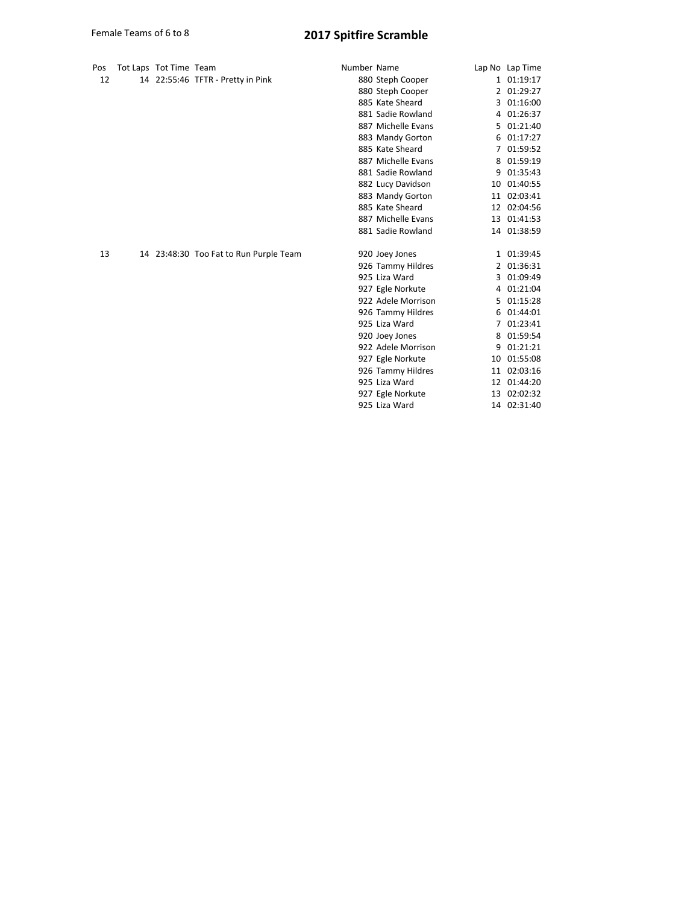Female Teams of 6 to 8

# 2017 Spitfire Scramble

| Pos | Tot Laps | Tot Time | Team | Number | Name | Lap No | Lap Time |
|---|---|---|---|---|---|---|---|
| 12 | 14 | 22:55:46 | TFTR - Pretty in Pink | 880 | Steph Cooper | 1 | 01:19:17 |
| | | | | 880 | Steph Cooper | 2 | 01:29:27 |
| | | | | 885 | Kate Sheard | 3 | 01:16:00 |
| | | | | 881 | Sadie Rowland | 4 | 01:26:37 |
| | | | | 887 | Michelle Evans | 5 | 01:21:40 |
| | | | | 883 | Mandy Gorton | 6 | 01:17:27 |
| | | | | 885 | Kate Sheard | 7 | 01:59:52 |
| | | | | 887 | Michelle Evans | 8 | 01:59:19 |
| | | | | 881 | Sadie Rowland | 9 | 01:35:43 |
| | | | | 882 | Lucy Davidson | 10 | 01:40:55 |
| | | | | 883 | Mandy Gorton | 11 | 02:03:41 |
| | | | | 885 | Kate Sheard | 12 | 02:04:56 |
| | | | | 887 | Michelle Evans | 13 | 01:41:53 |
| | | | | 881 | Sadie Rowland | 14 | 01:38:59 |
| 13 | 14 | 23:48:30 | Too Fat to Run Purple Team | 920 | Joey Jones | 1 | 01:39:45 |
| | | | | 926 | Tammy Hildres | 2 | 01:36:31 |
| | | | | 925 | Liza Ward | 3 | 01:09:49 |
| | | | | 927 | Egle Norkute | 4 | 01:21:04 |
| | | | | 922 | Adele Morrison | 5 | 01:15:28 |
| | | | | 926 | Tammy Hildres | 6 | 01:44:01 |
| | | | | 925 | Liza Ward | 7 | 01:23:41 |
| | | | | 920 | Joey Jones | 8 | 01:59:54 |
| | | | | 922 | Adele Morrison | 9 | 01:21:21 |
| | | | | 927 | Egle Norkute | 10 | 01:55:08 |
| | | | | 926 | Tammy Hildres | 11 | 02:03:16 |
| | | | | 925 | Liza Ward | 12 | 01:44:20 |
| | | | | 927 | Egle Norkute | 13 | 02:02:32 |
| | | | | 925 | Liza Ward | 14 | 02:31:40 |